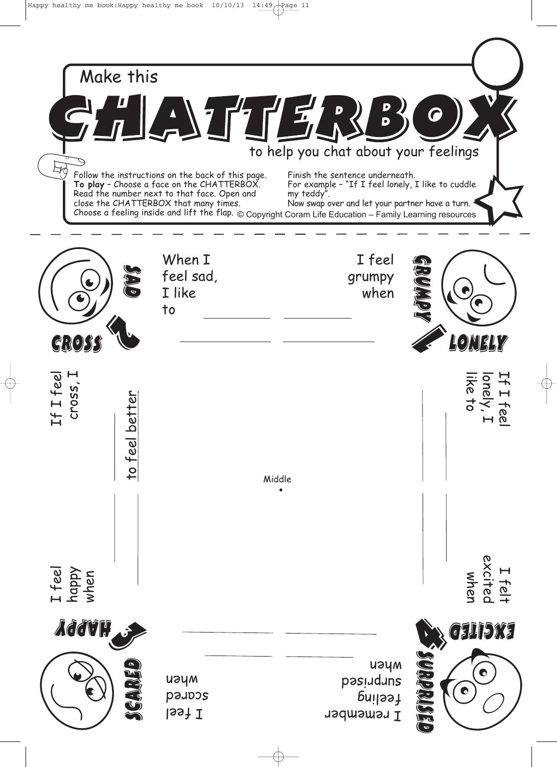# Make this CHATTERBOX

## to help you chat about your feelings

Follow the instructions on the back of this page.
**To play** – Choose a face on the CHATTERBOX. Read the number next to that face. Open and close the CHATTERBOX that many times. Choose a feeling inside and lift the flap. Finish the sentence underneath.
For example – "If I feel lonely, I like to cuddle my teddy".
Now swap over and let your partner have a turn.

© Copyright Coram Life Education – Family Learning resources

SAD

CROSS 2

GRUMPY

1 LONELY

When I feel sad, I like to ____________ ____________

I feel grumpy when ____________ ____________

If I feel cross, I ____________ to feel better

If I feel lonely, I like to ____________

Middle

I feel happy when ____________

I felt excited when ____________

HAPPY 3

SCARED

4 EXCITED

SURPRISED

I feel scared when ____________ ____________

I remember feeling surprised when ____________ ____________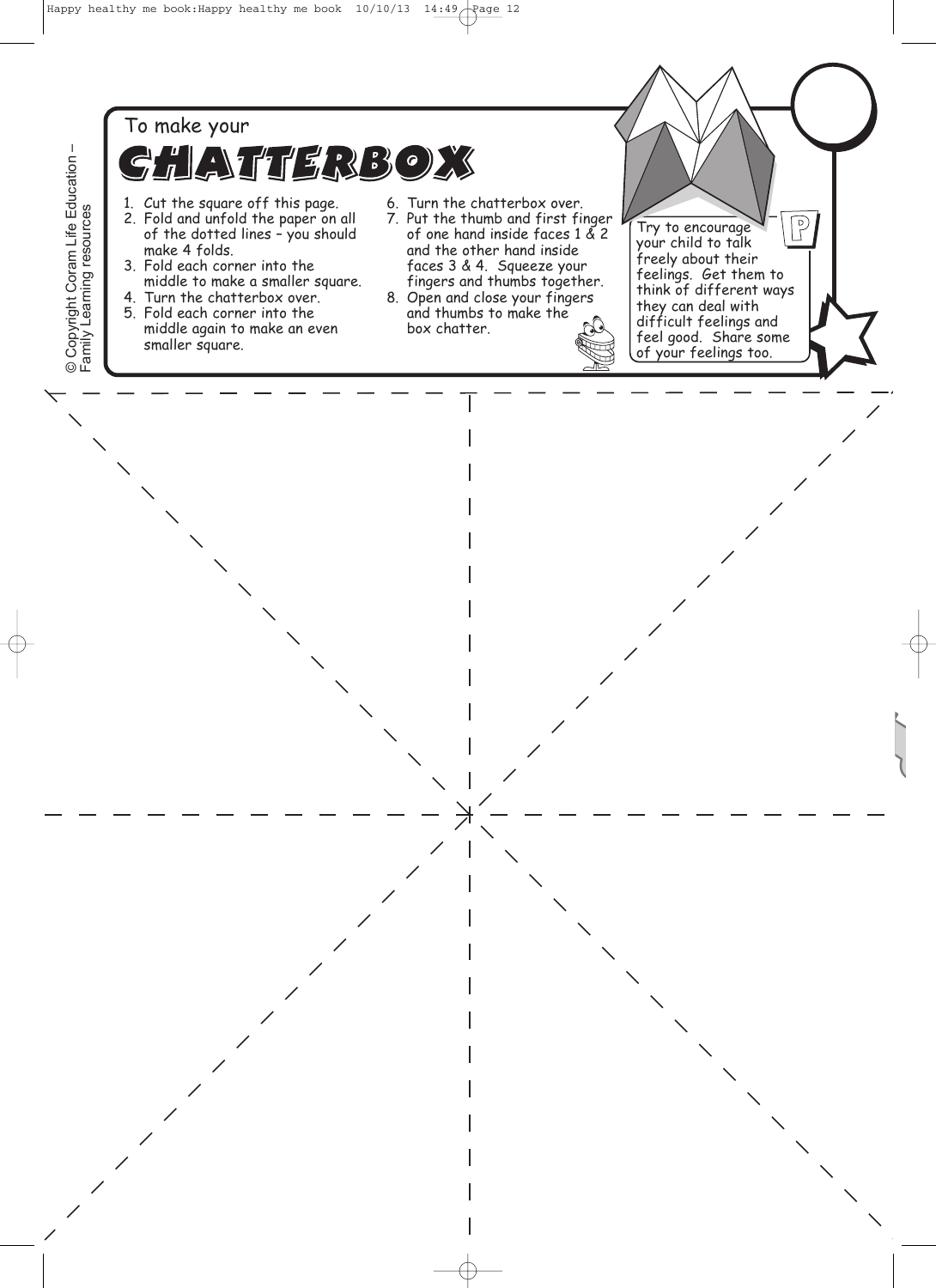© Copyright Coram Life Education – Family Learning resources

To make your

# CHATTERBOX

1. Cut the square off this page.
2. Fold and unfold the paper on all of the dotted lines – you should make 4 folds.
3. Fold each corner into the middle to make a smaller square.
4. Turn the chatterbox over.
5. Fold each corner into the middle again to make an even smaller square.
6. Turn the chatterbox over.
7. Put the thumb and first finger of one hand inside faces 1 & 2 and the other hand inside faces 3 & 4. Squeeze your fingers and thumbs together.
8. Open and close your fingers and thumbs to make the box chatter.

P

Try to encourage your child to talk freely about their feelings. Get them to think of different ways they can deal with difficult feelings and feel good. Share some of your feelings too.